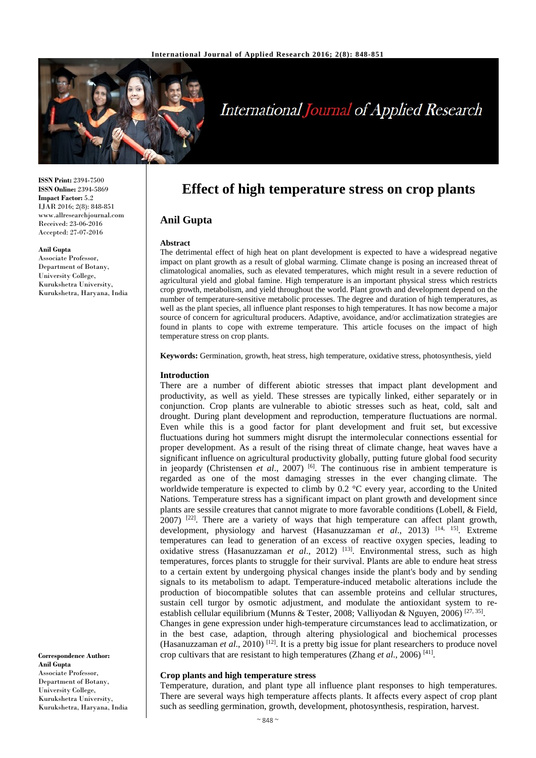**ISSN Print:** 2394-7500
**ISSN Online:** 2394-5869
**Impact Factor:** 5.2
IJAR 2016; 2(8): 848-851
www.allresearchjournal.com
Received: 23-06-2016
Accepted: 27-07-2016

**Anil Gupta**
Associate Professor,
Department of Botany,
University College,
Kurukshetra University,
Kurukshetra, Haryana, India

**Correspondence Author:**
**Anil Gupta**
Associate Professor,
Department of Botany,
University College,
Kurukshetra University,
Kurukshetra, Haryana, India

# Effect of high temperature stress on crop plants

## Anil Gupta

**Abstract**

The detrimental effect of high heat on plant development is expected to have a widespread negative impact on plant growth as a result of global warming. Climate change is posing an increased threat of climatological anomalies, such as elevated temperatures, which might result in a severe reduction of agricultural yield and global famine. High temperature is an important physical stress which restricts crop growth, metabolism, and yield throughout the world. Plant growth and development depend on the number of temperature-sensitive metabolic processes. The degree and duration of high temperatures, as well as the plant species, all influence plant responses to high temperatures. It has now become a major source of concern for agricultural producers. Adaptive, avoidance, and/or acclimatization strategies are found in plants to cope with extreme temperature. This article focuses on the impact of high temperature stress on crop plants.

**Keywords:** Germination, growth, heat stress, high temperature, oxidative stress, photosynthesis, yield

**Introduction**

There are a number of different abiotic stresses that impact plant development and productivity, as well as yield. These stresses are typically linked, either separately or in conjunction. Crop plants are vulnerable to abiotic stresses such as heat, cold, salt and drought. During plant development and reproduction, temperature fluctuations are normal. Even while this is a good factor for plant development and fruit set, but excessive fluctuations during hot summers might disrupt the intermolecular connections essential for proper development. As a result of the rising threat of climate change, heat waves have a significant influence on agricultural productivity globally, putting future global food security in jeopardy (Christensen *et al*., 2007) [6]. The continuous rise in ambient temperature is regarded as one of the most damaging stresses in the ever changing climate. The worldwide temperature is expected to climb by 0.2 °C every year, according to the United Nations. Temperature stress has a significant impact on plant growth and development since plants are sessile creatures that cannot migrate to more favorable conditions (Lobell, & Field, 2007) [22]. There are a variety of ways that high temperature can affect plant growth, development, physiology and harvest (Hasanuzzaman *et al*., 2013) [14, 15]. Extreme temperatures can lead to generation of an excess of reactive oxygen species, leading to oxidative stress (Hasanuzzaman *et al*., 2012) [13]. Environmental stress, such as high temperatures, forces plants to struggle for their survival. Plants are able to endure heat stress to a certain extent by undergoing physical changes inside the plant's body and by sending signals to its metabolism to adapt. Temperature-induced metabolic alterations include the production of biocompatible solutes that can assemble proteins and cellular structures, sustain cell turgor by osmotic adjustment, and modulate the antioxidant system to re-establish cellular equilibrium (Munns & Tester, 2008; Valliyodan & Nguyen, 2006) [27, 35].

Changes in gene expression under high-temperature circumstances lead to acclimatization, or in the best case, adaption, through altering physiological and biochemical processes (Hasanuzzaman *et al*., 2010) [12]. It is a pretty big issue for plant researchers to produce novel crop cultivars that are resistant to high temperatures (Zhang *et al*., 2006) [41].

**Crop plants and high temperature stress**

Temperature, duration, and plant type all influence plant responses to high temperatures. There are several ways high temperature affects plants. It affects every aspect of crop plant such as seedling germination, growth, development, photosynthesis, respiration, harvest.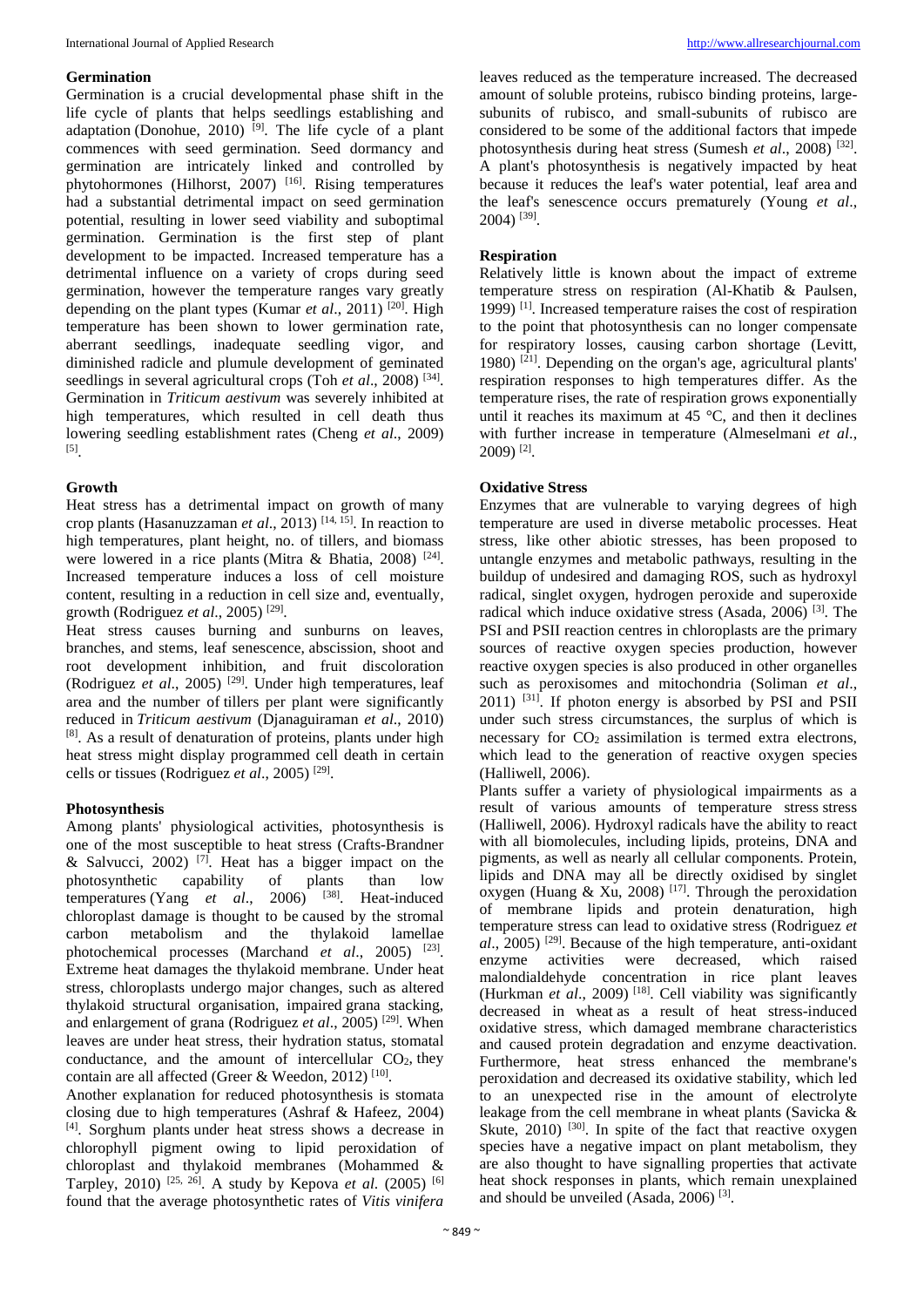### Germination

Germination is a crucial developmental phase shift in the life cycle of plants that helps seedlings establishing and adaptation (Donohue, 2010) [9]. The life cycle of a plant commences with seed germination. Seed dormancy and germination are intricately linked and controlled by phytohormones (Hilhorst, 2007) [16]. Rising temperatures had a substantial detrimental impact on seed germination potential, resulting in lower seed viability and suboptimal germination. Germination is the first step of plant development to be impacted. Increased temperature has a detrimental influence on a variety of crops during seed germination, however the temperature ranges vary greatly depending on the plant types (Kumar *et al*., 2011) [20]. High temperature has been shown to lower germination rate, aberrant seedlings, inadequate seedling vigor, and diminished radicle and plumule development of geminated seedlings in several agricultural crops (Toh *et al*., 2008) [34]. Germination in *Triticum aestivum* was severely inhibited at high temperatures, which resulted in cell death thus lowering seedling establishment rates (Cheng *et al*., 2009) [5].

### Growth

Heat stress has a detrimental impact on growth of many crop plants (Hasanuzzaman *et al*., 2013) [14, 15]. In reaction to high temperatures, plant height, no. of tillers, and biomass were lowered in a rice plants (Mitra & Bhatia, 2008) [24]. Increased temperature induces a loss of cell moisture content, resulting in a reduction in cell size and, eventually, growth (Rodriguez *et al*., 2005) [29].

Heat stress causes burning and sunburns on leaves, branches, and stems, leaf senescence, abscission, shoot and root development inhibition, and fruit discoloration (Rodriguez *et al*., 2005) [29]. Under high temperatures, leaf area and the number of tillers per plant were significantly reduced in *Triticum aestivum* (Djanaguiraman *et al*., 2010) [8]. As a result of denaturation of proteins, plants under high heat stress might display programmed cell death in certain cells or tissues (Rodriguez *et al*., 2005) [29].

### Photosynthesis

Among plants' physiological activities, photosynthesis is one of the most susceptible to heat stress (Crafts-Brandner & Salvucci, 2002) [7]. Heat has a bigger impact on the photosynthetic capability of plants than low temperatures (Yang *et al*., 2006) [38]. Heat-induced chloroplast damage is thought to be caused by the stromal carbon metabolism and the thylakoid lamellae photochemical processes (Marchand *et al*., 2005) [23]. Extreme heat damages the thylakoid membrane. Under heat stress, chloroplasts undergo major changes, such as altered thylakoid structural organisation, impaired grana stacking, and enlargement of grana (Rodriguez *et al*., 2005) [29]. When leaves are under heat stress, their hydration status, stomatal conductance, and the amount of intercellular $CO_2$, they contain are all affected (Greer & Weedon, 2012) [10].

Another explanation for reduced photosynthesis is stomata closing due to high temperatures (Ashraf & Hafeez, 2004) [4]. Sorghum plants under heat stress shows a decrease in chlorophyll pigment owing to lipid peroxidation of chloroplast and thylakoid membranes (Mohammed & Tarpley, 2010) [25, 26]. A study by Kepova *et al*. (2005) [6] found that the average photosynthetic rates of *Vitis vinifera* leaves reduced as the temperature increased. The decreased amount of soluble proteins, rubisco binding proteins, large-subunits of rubisco, and small-subunits of rubisco are considered to be some of the additional factors that impede photosynthesis during heat stress (Sumesh *et al*., 2008) [32]. A plant's photosynthesis is negatively impacted by heat because it reduces the leaf's water potential, leaf area and the leaf's senescence occurs prematurely (Young *et al*., 2004) [39].

### Respiration

Relatively little is known about the impact of extreme temperature stress on respiration (Al-Khatib & Paulsen, 1999) [1]. Increased temperature raises the cost of respiration to the point that photosynthesis can no longer compensate for respiratory losses, causing carbon shortage (Levitt, 1980) [21]. Depending on the organ's age, agricultural plants' respiration responses to high temperatures differ. As the temperature rises, the rate of respiration grows exponentially until it reaches its maximum at 45 °C, and then it declines with further increase in temperature (Almeselmani *et al*., 2009) [2].

### Oxidative Stress

Enzymes that are vulnerable to varying degrees of high temperature are used in diverse metabolic processes. Heat stress, like other abiotic stresses, has been proposed to untangle enzymes and metabolic pathways, resulting in the buildup of undesired and damaging ROS, such as hydroxyl radical, singlet oxygen, hydrogen peroxide and superoxide radical which induce oxidative stress (Asada, 2006) [3]. The PSI and PSII reaction centres in chloroplasts are the primary sources of reactive oxygen species production, however reactive oxygen species is also produced in other organelles such as peroxisomes and mitochondria (Soliman *et al*., 2011) [31]. If photon energy is absorbed by PSI and PSII under such stress circumstances, the surplus of which is necessary for $CO_2$ assimilation is termed extra electrons, which lead to the generation of reactive oxygen species (Halliwell, 2006).

Plants suffer a variety of physiological impairments as a result of various amounts of temperature stress stress (Halliwell, 2006). Hydroxyl radicals have the ability to react with all biomolecules, including lipids, proteins, DNA and pigments, as well as nearly all cellular components. Protein, lipids and DNA may all be directly oxidised by singlet oxygen (Huang & Xu, 2008) [17]. Through the peroxidation of membrane lipids and protein denaturation, high temperature stress can lead to oxidative stress (Rodriguez *et al*., 2005) [29]. Because of the high temperature, anti-oxidant enzyme activities were decreased, which raised malondialdehyde concentration in rice plant leaves (Hurkman *et al*., 2009) [18]. Cell viability was significantly decreased in wheat as a result of heat stress-induced oxidative stress, which damaged membrane characteristics and caused protein degradation and enzyme deactivation. Furthermore, heat stress enhanced the membrane's peroxidation and decreased its oxidative stability, which led to an unexpected rise in the amount of electrolyte leakage from the cell membrane in wheat plants (Savicka & Skute, 2010) [30]. In spite of the fact that reactive oxygen species have a negative impact on plant metabolism, they are also thought to have signalling properties that activate heat shock responses in plants, which remain unexplained and should be unveiled (Asada, 2006) [3].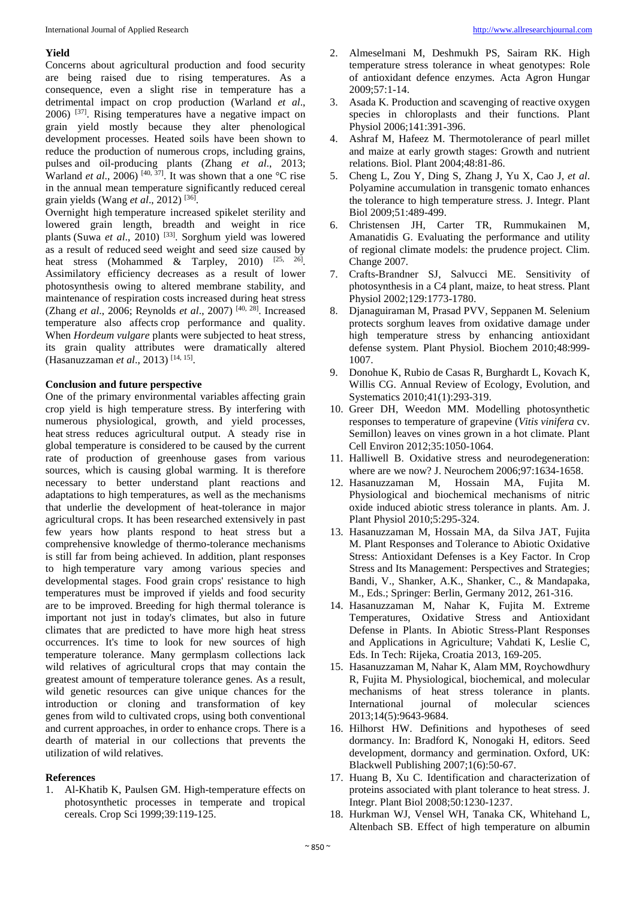### Yield

Concerns about agricultural production and food security are being raised due to rising temperatures. As a consequence, even a slight rise in temperature has a detrimental impact on crop production (Warland *et al*., 2006) [37]. Rising temperatures have a negative impact on grain yield mostly because they alter phenological development processes. Heated soils have been shown to reduce the production of numerous crops, including grains, pulses and oil-producing plants (Zhang *et al*., 2013; Warland *et al*., 2006) [40, 37]. It was shown that a one °C rise in the annual mean temperature significantly reduced cereal grain yields (Wang *et al*., 2012) [36].

Overnight high temperature increased spikelet sterility and lowered grain length, breadth and weight in rice plants (Suwa *et al*., 2010) [33]. Sorghum yield was lowered as a result of reduced seed weight and seed size caused by heat stress (Mohammed & Tarpley, 2010) [25, 26]. Assimilatory efficiency decreases as a result of lower photosynthesis owing to altered membrane stability, and maintenance of respiration costs increased during heat stress (Zhang *et al*., 2006; Reynolds *et al*., 2007) [40, 28]. Increased temperature also affects crop performance and quality. When *Hordeum vulgare* plants were subjected to heat stress, its grain quality attributes were dramatically altered (Hasanuzzaman *et al*., 2013) [14, 15].

### Conclusion and future perspective

One of the primary environmental variables affecting grain crop yield is high temperature stress. By interfering with numerous physiological, growth, and yield processes, heat stress reduces agricultural output. A steady rise in global temperature is considered to be caused by the current rate of production of greenhouse gases from various sources, which is causing global warming. It is therefore necessary to better understand plant reactions and adaptations to high temperatures, as well as the mechanisms that underlie the development of heat-tolerance in major agricultural crops. It has been researched extensively in past few years how plants respond to heat stress but a comprehensive knowledge of thermo-tolerance mechanisms is still far from being achieved. In addition, plant responses to high temperature vary among various species and developmental stages. Food grain crops' resistance to high temperatures must be improved if yields and food security are to be improved. Breeding for high thermal tolerance is important not just in today's climates, but also in future climates that are predicted to have more high heat stress occurrences. It's time to look for new sources of high temperature tolerance. Many germplasm collections lack wild relatives of agricultural crops that may contain the greatest amount of temperature tolerance genes. As a result, wild genetic resources can give unique chances for the introduction or cloning and transformation of key genes from wild to cultivated crops, using both conventional and current approaches, in order to enhance crops. There is a dearth of material in our collections that prevents the utilization of wild relatives.

### References

1. Al-Khatib K, Paulsen GM. High-temperature effects on photosynthetic processes in temperate and tropical cereals. Crop Sci 1999;39:119-125.
2. Almeselmani M, Deshmukh PS, Sairam RK. High temperature stress tolerance in wheat genotypes: Role of antioxidant defence enzymes. Acta Agron Hungar 2009;57:1-14.
3. Asada K. Production and scavenging of reactive oxygen species in chloroplasts and their functions. Plant Physiol 2006;141:391-396.
4. Ashraf M, Hafeez M. Thermotolerance of pearl millet and maize at early growth stages: Growth and nutrient relations. Biol. Plant 2004;48:81-86.
5. Cheng L, Zou Y, Ding S, Zhang J, Yu X, Cao J, *et al*. Polyamine accumulation in transgenic tomato enhances the tolerance to high temperature stress. J. Integr. Plant Biol 2009;51:489-499.
6. Christensen JH, Carter TR, Rummukainen M, Amanatidis G. Evaluating the performance and utility of regional climate models: the prudence project. Clim. Change 2007.
7. Crafts-Brandner SJ, Salvucci ME. Sensitivity of photosynthesis in a C4 plant, maize, to heat stress. Plant Physiol 2002;129:1773-1780.
8. Djanaguiraman M, Prasad PVV, Seppanen M. Selenium protects sorghum leaves from oxidative damage under high temperature stress by enhancing antioxidant defense system. Plant Physiol. Biochem 2010;48:999-1007.
9. Donohue K, Rubio de Casas R, Burghardt L, Kovach K, Willis CG. Annual Review of Ecology, Evolution, and Systematics 2010;41(1):293-319.
10. Greer DH, Weedon MM. Modelling photosynthetic responses to temperature of grapevine (*Vitis vinifera* cv. Semillon) leaves on vines grown in a hot climate. Plant Cell Environ 2012;35:1050-1064.
11. Halliwell B. Oxidative stress and neurodegeneration: where are we now? J. Neurochem 2006;97:1634-1658.
12. Hasanuzzaman M, Hossain MA, Fujita M. Physiological and biochemical mechanisms of nitric oxide induced abiotic stress tolerance in plants. Am. J. Plant Physiol 2010;5:295-324.
13. Hasanuzzaman M, Hossain MA, da Silva JAT, Fujita M. Plant Responses and Tolerance to Abiotic Oxidative Stress: Antioxidant Defenses is a Key Factor. In Crop Stress and Its Management: Perspectives and Strategies; Bandi, V., Shanker, A.K., Shanker, C., & Mandapaka, M., Eds.; Springer: Berlin, Germany 2012, 261-316.
14. Hasanuzzaman M, Nahar K, Fujita M. Extreme Temperatures, Oxidative Stress and Antioxidant Defense in Plants. In Abiotic Stress-Plant Responses and Applications in Agriculture; Vahdati K, Leslie C, Eds. In Tech: Rijeka, Croatia 2013, 169-205.
15. Hasanuzzaman M, Nahar K, Alam MM, Roychowdhury R, Fujita M. Physiological, biochemical, and molecular mechanisms of heat stress tolerance in plants. International journal of molecular sciences 2013;14(5):9643-9684.
16. Hilhorst HW. Definitions and hypotheses of seed dormancy. In: Bradford K, Nonogaki H, editors. Seed development, dormancy and germination. Oxford, UK: Blackwell Publishing 2007;1(6):50-67.
17. Huang B, Xu C. Identification and characterization of proteins associated with plant tolerance to heat stress. J. Integr. Plant Biol 2008;50:1230-1237.
18. Hurkman WJ, Vensel WH, Tanaka CK, Whitehand L, Altenbach SB. Effect of high temperature on albumin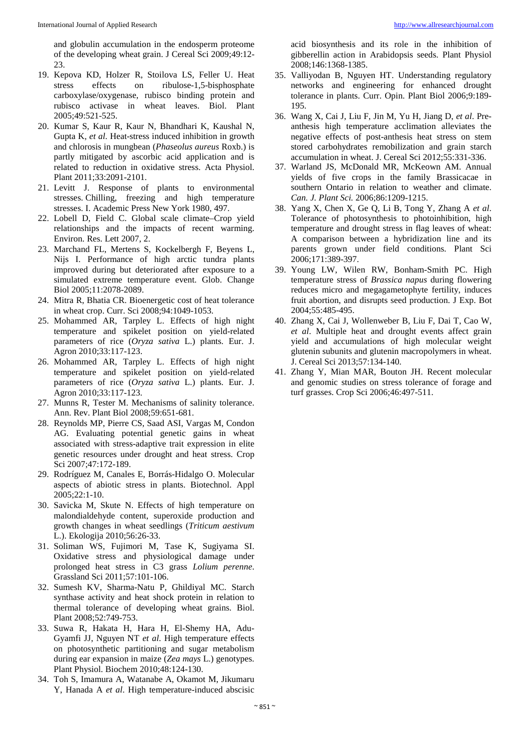and globulin accumulation in the endosperm proteome of the developing wheat grain. J Cereal Sci 2009;49:12-23.

19. Kepova KD, Holzer R, Stoilova LS, Feller U. Heat stress effects on ribulose-1,5-bisphosphate carboxylase/oxygenase, rubisco binding protein and rubisco activase in wheat leaves. Biol. Plant 2005;49:521-525.
20. Kumar S, Kaur R, Kaur N, Bhandhari K, Kaushal N, Gupta K, *et al.* Heat-stress induced inhibition in growth and chlorosis in mungbean (*Phaseolus aureus* Roxb.) is partly mitigated by ascorbic acid application and is related to reduction in oxidative stress. Acta Physiol. Plant 2011;33:2091-2101.
21. Levitt J. Response of plants to environmental stresses. Chilling, freezing and high temperature stresses. I. Academic Press New York 1980, 497.
22. Lobell D, Field C. Global scale climate–Crop yield relationships and the impacts of recent warming. Environ. Res. Lett 2007, 2.
23. Marchand FL, Mertens S, Kockelbergh F, Beyens L, Nijs I. Performance of high arctic tundra plants improved during but deteriorated after exposure to a simulated extreme temperature event. Glob. Change Biol 2005;11:2078-2089.
24. Mitra R, Bhatia CR. Bioenergetic cost of heat tolerance in wheat crop. Curr. Sci 2008;94:1049-1053.
25. Mohammed AR, Tarpley L. Effects of high night temperature and spikelet position on yield-related parameters of rice (*Oryza sativa* L.) plants. Eur. J. Agron 2010;33:117-123.
26. Mohammed AR, Tarpley L. Effects of high night temperature and spikelet position on yield-related parameters of rice (*Oryza sativa* L.) plants. Eur. J. Agron 2010;33:117-123.
27. Munns R, Tester M. Mechanisms of salinity tolerance. Ann. Rev. Plant Biol 2008;59:651-681.
28. Reynolds MP, Pierre CS, Saad ASI, Vargas M, Condon AG. Evaluating potential genetic gains in wheat associated with stress-adaptive trait expression in elite genetic resources under drought and heat stress. Crop Sci 2007;47:172-189.
29. Rodríguez M, Canales E, Borrás-Hidalgo O. Molecular aspects of abiotic stress in plants. Biotechnol. Appl 2005;22:1-10.
30. Savicka M, Skute N. Effects of high temperature on malondialdehyde content, superoxide production and growth changes in wheat seedlings (*Triticum aestivum* L.). Ekologija 2010;56:26-33.
31. Soliman WS, Fujimori M, Tase K, Sugiyama SI. Oxidative stress and physiological damage under prolonged heat stress in C3 grass *Lolium perenne*. Grassland Sci 2011;57:101-106.
32. Sumesh KV, Sharma-Natu P, Ghildiyal MC. Starch synthase activity and heat shock protein in relation to thermal tolerance of developing wheat grains. Biol. Plant 2008;52:749-753.
33. Suwa R, Hakata H, Hara H, El-Shemy HA, Adu-Gyamfi JJ, Nguyen NT *et al.* High temperature effects on photosynthetic partitioning and sugar metabolism during ear expansion in maize (*Zea mays* L.) genotypes. Plant Physiol. Biochem 2010;48:124-130.
34. Toh S, Imamura A, Watanabe A, Okamot M, Jikumaru Y, Hanada A *et al*. High temperature-induced abscisic acid biosynthesis and its role in the inhibition of gibberellin action in Arabidopsis seeds. Plant Physiol 2008;146:1368-1385.
35. Valliyodan B, Nguyen HT. Understanding regulatory networks and engineering for enhanced drought tolerance in plants. Curr. Opin. Plant Biol 2006;9:189-195.
36. Wang X, Cai J, Liu F, Jin M, Yu H, Jiang D, *et al*. Pre-anthesis high temperature acclimation alleviates the negative effects of post-anthesis heat stress on stem stored carbohydrates remobilization and grain starch accumulation in wheat. J. Cereal Sci 2012;55:331-336.
37. Warland JS, McDonald MR, McKeown AM. Annual yields of five crops in the family Brassicacae in southern Ontario in relation to weather and climate. *Can. J. Plant Sci.* 2006;86:1209-1215.
38. Yang X, Chen X, Ge Q, Li B, Tong Y, Zhang A *et al*. Tolerance of photosynthesis to photoinhibition, high temperature and drought stress in flag leaves of wheat: A comparison between a hybridization line and its parents grown under field conditions. Plant Sci 2006;171:389-397.
39. Young LW, Wilen RW, Bonham-Smith PC. High temperature stress of *Brassica napus* during flowering reduces micro and megagametophyte fertility, induces fruit abortion, and disrupts seed production. J Exp. Bot 2004;55:485-495.
40. Zhang X, Cai J, Wollenweber B, Liu F, Dai T, Cao W, *et al*. Multiple heat and drought events affect grain yield and accumulations of high molecular weight glutenin subunits and glutenin macropolymers in wheat. J. Cereal Sci 2013;57:134-140.
41. Zhang Y, Mian MAR, Bouton JH. Recent molecular and genomic studies on stress tolerance of forage and turf grasses. Crop Sci 2006;46:497-511.